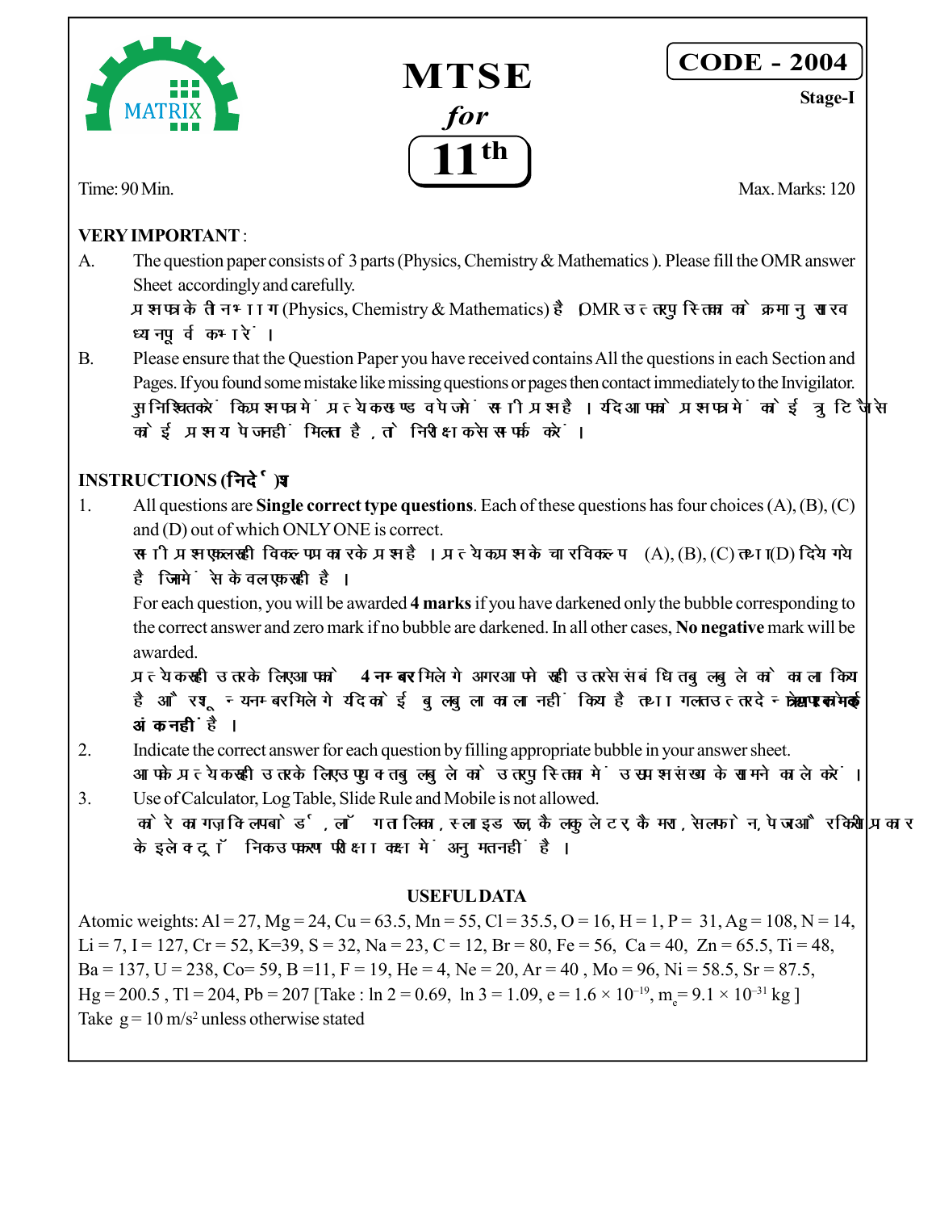# MTSE

***for***

## 11th

**CODE - 2004**

**Stage-I**

Time: 90 Min. Max. Marks: 120

**VERY IMPORTANT** :

A. The question paper consists of 3 parts (Physics, Chemistry & Mathematics ). Please fill the OMR answer Sheet accordingly and carefully.
प्रश्नपत्र के तीन भाग (Physics, Chemistry & Mathematics) है OMR उत्तरपुस्तिका को क्रमानुसार व ध्यानपूर्वक भरें।

B. Please ensure that the Question Paper you have received contains All the questions in each Section and Pages. If you found some mistake like missing questions or pages then contact immediately to the Invigilator.
सुनिश्चित करें कि प्रश्नपत्र में प्रत्येक खण्ड व पेज में सभी प्रश्न है। यदि आपको प्रश्नपत्र में कोई त्रुटि जैसे कोई प्रश्न या पेज नहीं मिलता है, तो निरीक्षक से सम्पर्क करें।

**INSTRUCTIONS (निर्देश)**

1. All questions are **Single correct type questions**. Each of these questions has four choices (A), (B), (C) and (D) out of which ONLY ONE is correct.
सभी प्रश्न एकल सही विकल्प प्रकार के प्रश्न है। प्रत्येक प्रश्न के चार विकल्प (A), (B), (C) तथा (D) दिये गये है जिनमें से केवल एक सही है।
For each question, you will be awarded **4 marks** if you have darkened only the bubble corresponding to the correct answer and zero mark if no bubble are darkened. In all other cases, **No negative** mark will be awarded.
प्रत्येक सही उत्तर के लिए आपको **4 नम्बर** मिलेंगे अगर आपने सही उत्तर से संबंधित बुलबुले को काला किया है और शून्य नम्बर मिलेंगे यदि कोई बुलबुला काला नहीं किया है तथा गलत उत्तर देने पर **कोई ऋणात्मक अंक नहीं है।**

2. Indicate the correct answer for each question by filling appropriate bubble in your answer sheet.
आपको प्रत्येक सही उत्तर के लिए उपयुक्त बुलबुले को उत्तरपुस्तिका में उस प्रश्न संख्या के सामने काले करें।

3. Use of Calculator, Log Table, Slide Rule and Mobile is not allowed.
कोरे कागज़, क्लिपबोर्ड, लॉग तालिका, स्लाइड रूल, कैलकुलेटर, कैमरा, सेलफोन, पेजर और किसी प्रकार के इलेक्ट्रॉनिक उपकरण परीक्षा कक्ष में अनुमत नहीं है।

**USEFUL DATA**

Atomic weights: Al = 27, Mg = 24, Cu = 63.5, Mn = 55, Cl = 35.5, O = 16, H = 1, P = 31, Ag = 108, N = 14, Li = 7, I = 127, Cr = 52, K=39, S = 32, Na = 23, C = 12, Br = 80, Fe = 56, Ca = 40, Zn = 65.5, Ti = 48, Ba = 137, U = 238, Co= 59, B =11, F = 19, He = 4, Ne = 20, Ar = 40 , Mo = 96, Ni = 58.5, Sr = 87.5, Hg = 200.5 , Tl = 204, Pb = 207 [Take : ln 2 = 0.69, ln 3 = 1.09, $e = 1.6 \times 10^{-19}$, $m_e = 9.1 \times 10^{-31}$ kg ]
Take $g = 10 \text{ m/s}^2$ unless otherwise stated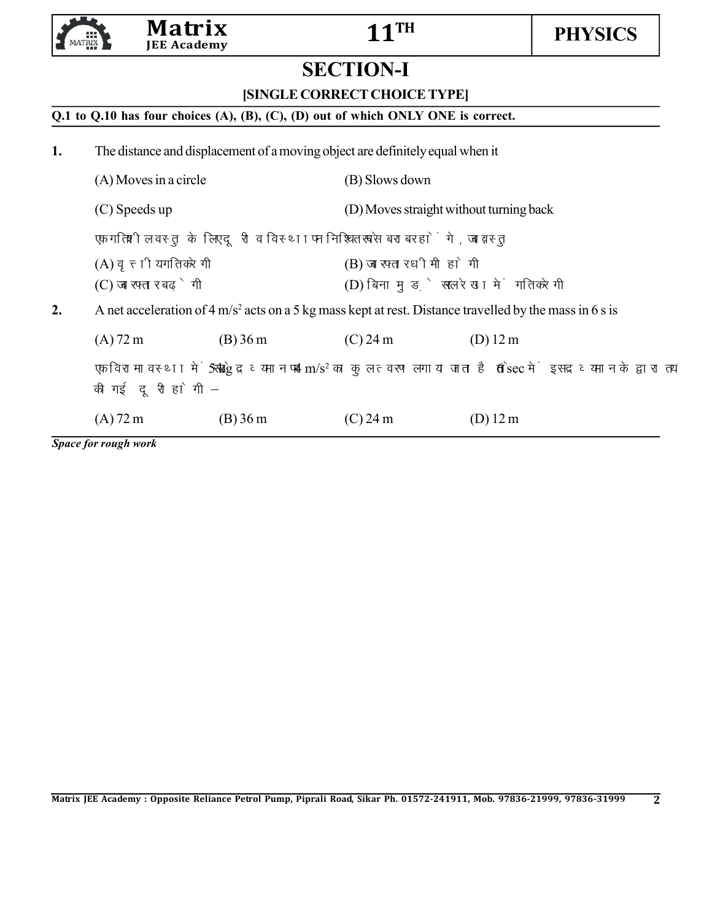# SECTION-I

### [SINGLE CORRECT CHOICE TYPE]

**Q.1 to Q.10 has four choices (A), (B), (C), (D) out of which ONLY ONE is correct.**

**1.** The distance and displacement of a moving object are definitely equal when it

(A) Moves in a circle
(B) Slows down
(C) Speeds up
(D) Moves straight without turning back

एक गतिशील वस्तु के लिए दूरी व विस्थापन निश्चित रूप से बराबर होंगे, जब वस्तु

(A) वृत्तीय गति करेगी
(B) जब रफ्तार धीमी होगी
(C) जब रफ्तार बढ़ेगी
(D) बिना मुड़े सरल रेखा में गति करेगी

**2.** A net acceleration of 4 $m/s^2$ acts on a 5 kg mass kept at rest. Distance travelled by the mass in 6 s is

(A) 72 m
(B) 36 m
(C) 24 m
(D) 12 m

एक विरामावस्था में 5 kg द्रव्यमान पर 4 $m/s^2$ का कुल त्वरण लगाया जाता है तो 6 sec में इस द्रव्यमान के द्वारा तय की गई दूरी होगी –

(A) 72 m
(B) 36 m
(C) 24 m
(D) 12 m

*Space for rough work*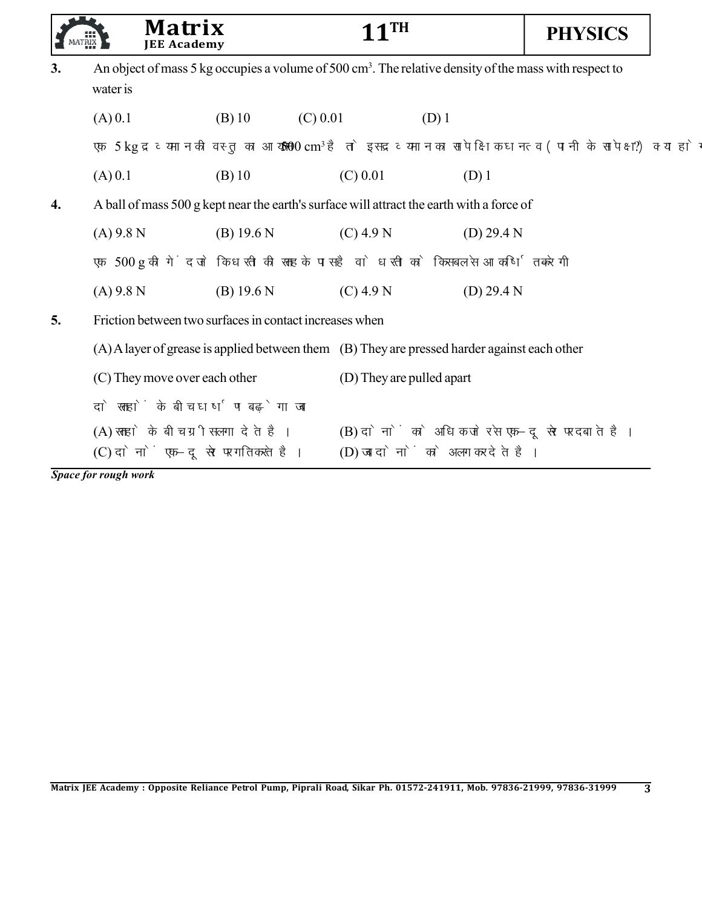**3.** An object of mass 5 kg occupies a volume of 500 $cm^3$. The relative density of the mass with respect to water is

(A) 0.1 (B) 10 (C) 0.01 (D) 1

एक 5 kg द्रव्यमान की वस्तु का आयतन 500 $cm^3$ है तो इस द्रव्यमान का सापेक्षिक घनत्व (पानी के सापेक्ष) क्या होगा

(A) 0.1 (B) 10 (C) 0.01 (D) 1

**4.** A ball of mass 500 g kept near the earth's surface will attract the earth with a force of

(A) 9.8 N (B) 19.6 N (C) 4.9 N (D) 29.4 N

एक 500 g की गेंद जो कि धरती की सतह के पास है वो धरती को किस बल से आकर्षित करेगी

(A) 9.8 N (B) 19.6 N (C) 4.9 N (D) 29.4 N

**5.** Friction between two surfaces in contact increases when

(A) A layer of grease is applied between them (B) They are pressed harder against each other

(C) They move over each other (D) They are pulled apart

दो सतहों के बीच घर्षण बढ़ेगा जब

(A) सतहों के बीच ग्रीस लगा देते है। (B) दोनों को अधिक जोर से एक-दूसरे पर दबाते है।

(C) दोनों एक-दूसरे पर गति करते है। (D) जब दोनों को अलग कर देते है।

*Space for rough work*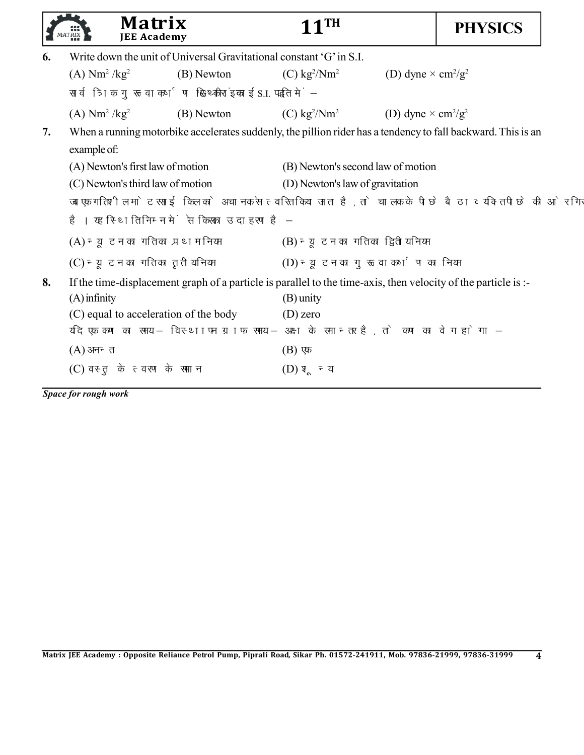**6.** Write down the unit of Universal Gravitational constant 'G' in S.I.

(A) $Nm^2/kg^2$ (B) Newton (C) $kg^2/Nm^2$ (D) dyne × $cm^2/g^2$

सार्वत्रिक गुरुत्वाकर्षण नियतांक की इकाई S.I. पद्धति में –

(A) $Nm^2/kg^2$ (B) Newton (C) $kg^2/Nm^2$ (D) dyne × $cm^2/g^2$

**7.** When a running motorbike accelerates suddenly, the pillion rider has a tendency to fall backward. This is an example of:

(A) Newton's first law of motion (B) Newton's second law of motion

(C) Newton's third law of motion (D) Newton's law of gravitation

जब एक गतिशील मोटरसाईकिल को अचानक से त्वरित किया जाता है, तो चालक के पीछे बैठा व्यक्ति पीछे की ओर गिर

है। यह स्थिति निम्न में से किसका उदाहरण है –

(A) न्यूटन का गति का प्रथम नियम (B) न्यूटन का गति का द्वितीय नियम

(C) न्यूटन का गति का तृतीय नियम (D) न्यूटन का गुरुत्वाकर्षण का नियम

**8.** If the time-displacement graph of a particle is parallel to the time-axis, then velocity of the particle is :-

(A) infinity (B) unity

(C) equal to acceleration of the body (D) zero

यदि एक कण का समय– विस्थापन ग्राफ समय– अक्ष के समान्तर है, तो कण का वेग होगा –

(A) अनन्त (B) एक

(C) वस्तु के त्वरण के समान (D) शून्य

*Space for rough work*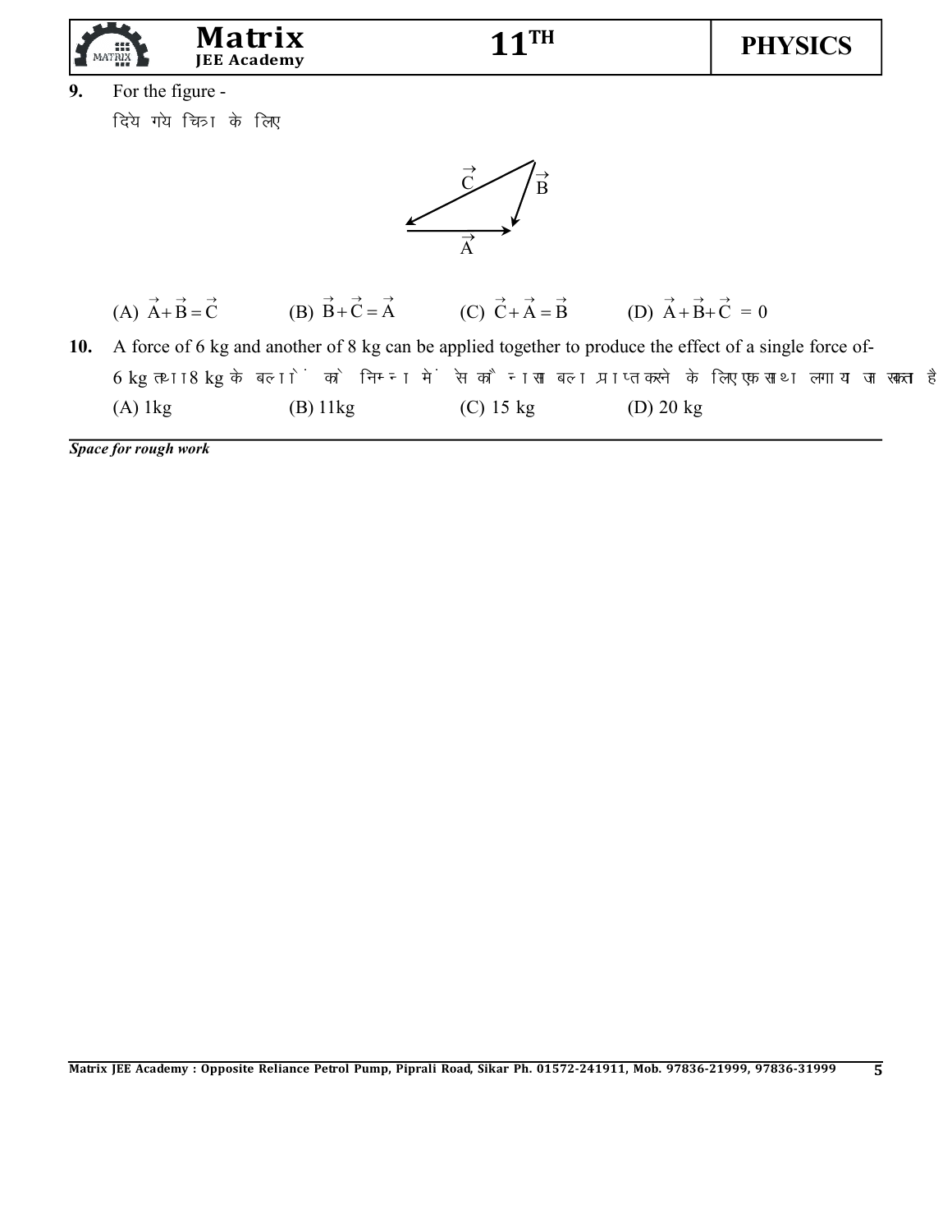**9.** For the figure -

दिये गये चित्र के लिए

(A) $\vec{A}+\vec{B}=\vec{C}$ (B) $\vec{B}+\vec{C}=\vec{A}$ (C) $\vec{C}+\vec{A}=\vec{B}$ (D) $\vec{A}+\vec{B}+\vec{C}=0$

**10.** A force of 6 kg and another of 8 kg can be applied together to produce the effect of a single force of-

6 kg तथा 8 kg के बलों को निम्न में से कौनसा बल प्राप्त करने के लिए एक साथ लगाया जा सकता है

(A) 1kg (B) 11kg (C) 15 kg (D) 20 kg

***Space for rough work***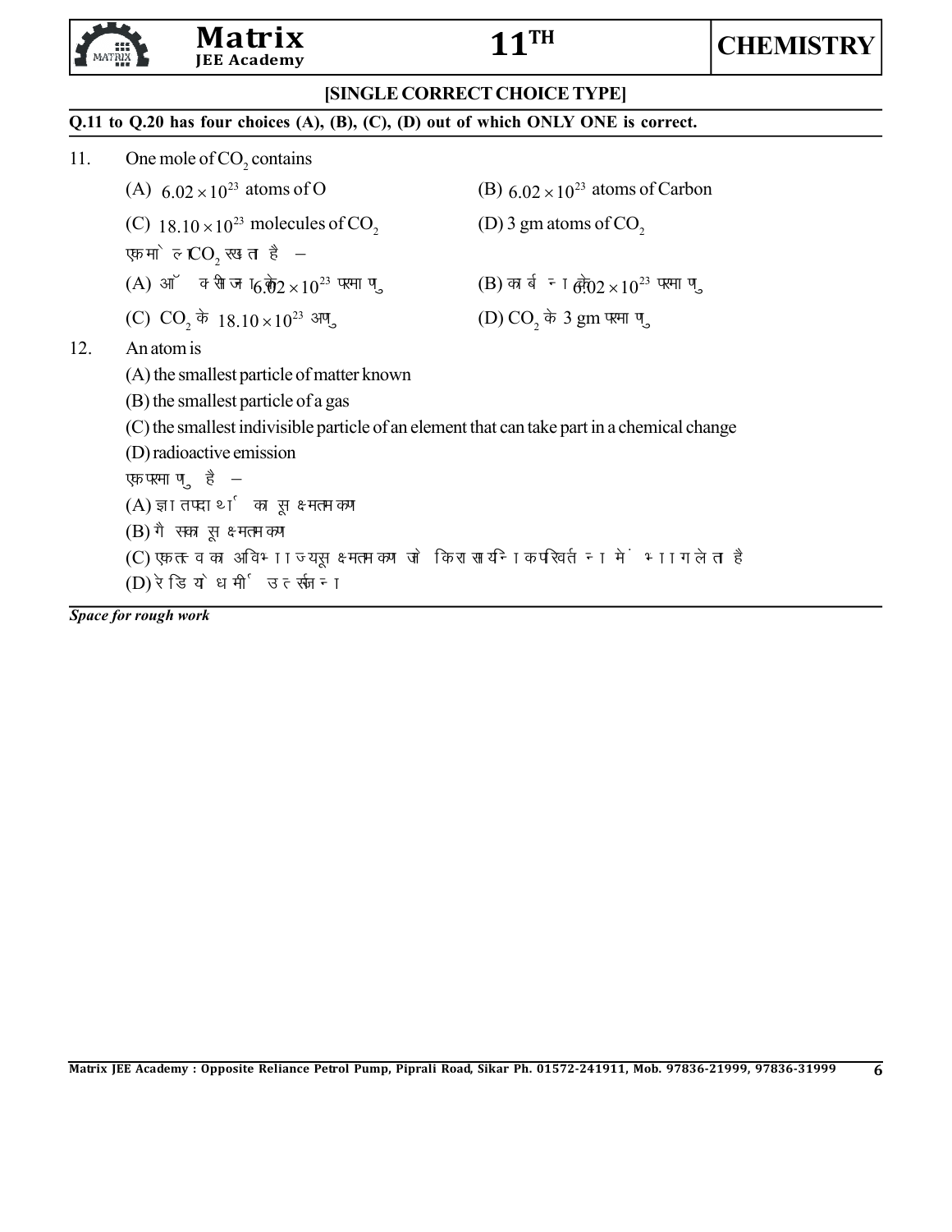## [SINGLE CORRECT CHOICE TYPE]

**Q.11 to Q.20 has four choices (A), (B), (C), (D) out of which ONLY ONE is correct.**

11. One mole of $CO_2$ contains

    (A) $6.02 \times 10^{23}$ atoms of O
    (B) $6.02 \times 10^{23}$ atoms of Carbon
    (C) $18.10 \times 10^{23}$ molecules of $CO_2$
    (D) 3 gm atoms of $CO_2$

    एक मोल $CO_2$ रखता है –

    (A) ऑक्सीजन के $6.02 \times 10^{23}$ परमाणु
    (B) कार्बन के $6.02 \times 10^{23}$ परमाणु
    (C) $CO_2$ के $18.10 \times 10^{23}$ अणु
    (D) $CO_2$ के 3 gm परमाणु

12. An atom is

    (A) the smallest particle of matter known
    (B) the smallest particle of a gas
    (C) the smallest indivisible particle of an element that can take part in a chemical change
    (D) radioactive emission

    एक परमाणु है –

    (A) ज्ञात पदार्थ का सूक्ष्मतम कण
    (B) गैस का सूक्ष्मतम कण
    (C) एक तत्व का अविभाज्य सूक्ष्मतम कण जो कि रासायनिक परिवर्तन में भाग लेता है
    (D) रेडियोधर्मी उत्सर्जन

*Space for rough work*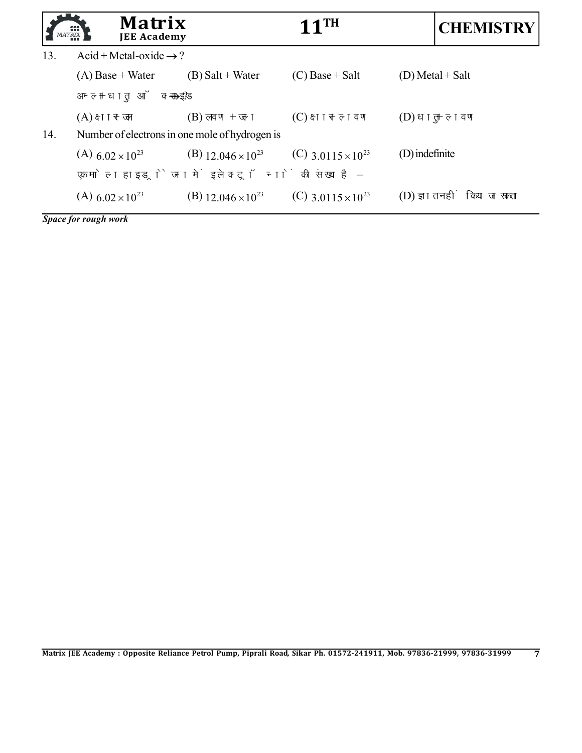13. Acid + Metal-oxide $\rightarrow$ ?

(A) Base + Water (B) Salt + Water (C) Base + Salt (D) Metal + Salt

अम्ल+धातु ऑक्साइड

(A) क्षार+जल (B) लवण + जल (C) क्षार+लवण (D) धातु+लवण

14. Number of electrons in one mole of hydrogen is

(A) $6.02 \times 10^{23}$ (B) $12.046 \times 10^{23}$ (C) $3.0115 \times 10^{23}$ (D) indefinite

एक मोल हाइड्रोजन में इलेक्ट्रॉनों की संख्या है –

(A) $6.02 \times 10^{23}$ (B) $12.046 \times 10^{23}$ (C) $3.0115 \times 10^{23}$ (D) ज्ञात नहीं किया जा सकता

***Space for rough work***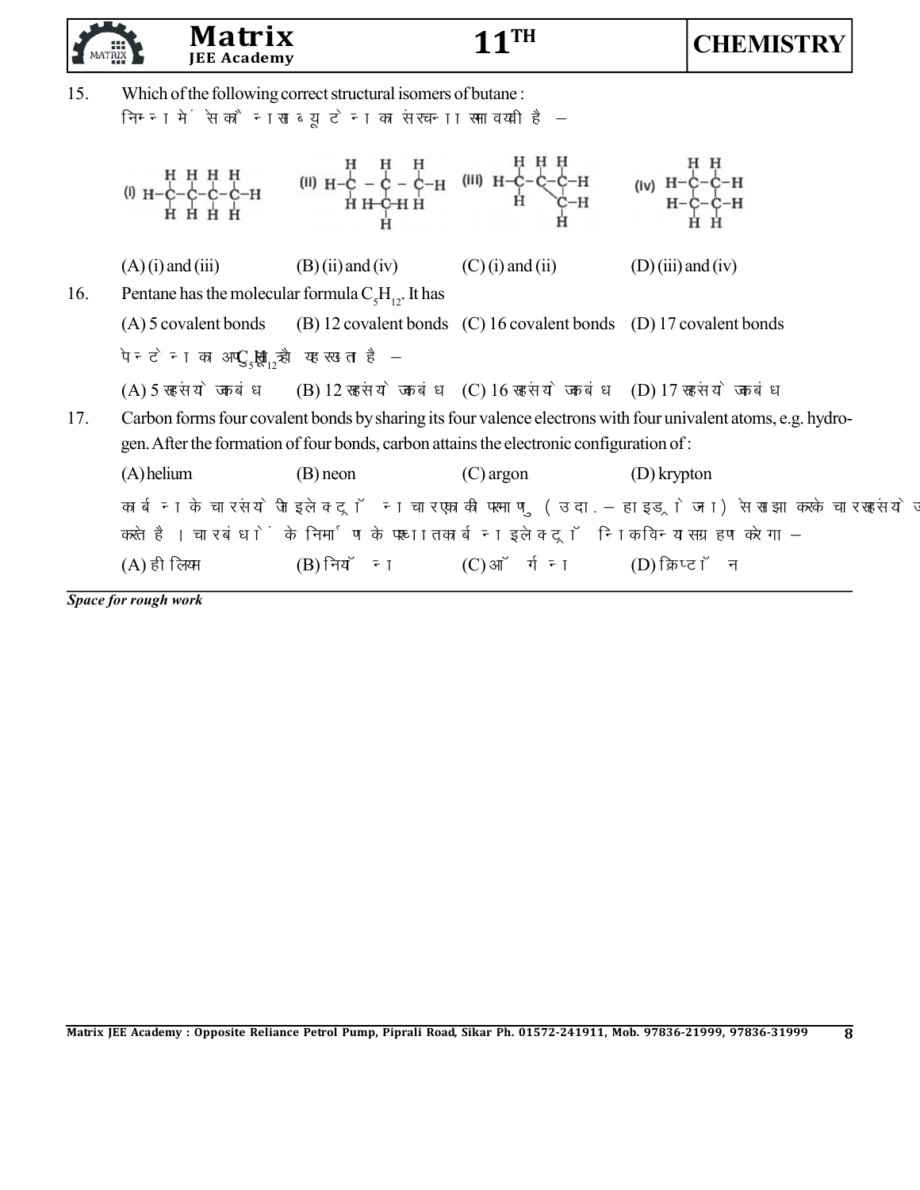15. Which of the following correct structural isomers of butane :

निम्न में से कौन सा ब्यूटेन का संरचनात्मक समावयवी है –

(i) 
```
  H H H H
  | | | |
H-C-C-C-C-H
  | | | |
  H H H H
```

(ii)
```
  H   H   H
  |   |   |
H-C - C - C-H
  |   |   |
  H H-C-H H
      |
      H
```

(iii)
```
  H H H
  | | |
H-C-C-C-H
  |  \
  H   C-H
      |
      H
```

(iv)
```
  H H
  | |
H-C-C-H
H-C-C-H
  | |
  H H
```

(A) (i) and (iii) (B) (ii) and (iv) (C) (i) and (ii) (D) (iii) and (iv)

16. Pentane has the molecular formula $C_5H_{12}$. It has

(A) 5 covalent bonds (B) 12 covalent bonds (C) 16 covalent bonds (D) 17 covalent bonds

पेन्टेन का अणुसूत्र $C_5H_{12}$ है। यह रखता है –

(A) 5 सहसंयोजक बंध (B) 12 सहसंयोजक बंध (C) 16 सहसंयोजक बंध (D) 17 सहसंयोजक बंध

17. Carbon forms four covalent bonds by sharing its four valence electrons with four univalent atoms, e.g. hydrogen. After the formation of four bonds, carbon attains the electronic configuration of :

(A) helium (B) neon (C) argon (D) krypton

कार्बन के चार संयोजी इलेक्ट्रॉन चार एकल की परमाणु (उदा. – हाइड्रोजन) से साझा करके चार सहसंयोजक बंध निर्मित करते है। चार बंधों के निर्माण के पश्चात कार्बन इलेक्ट्रॉनिक विन्यास ग्रहण करेगा –

(A) हीलियम (B) नियॉन (C) ऑर्गन (D) क्रिप्टॉन

*Space for rough work*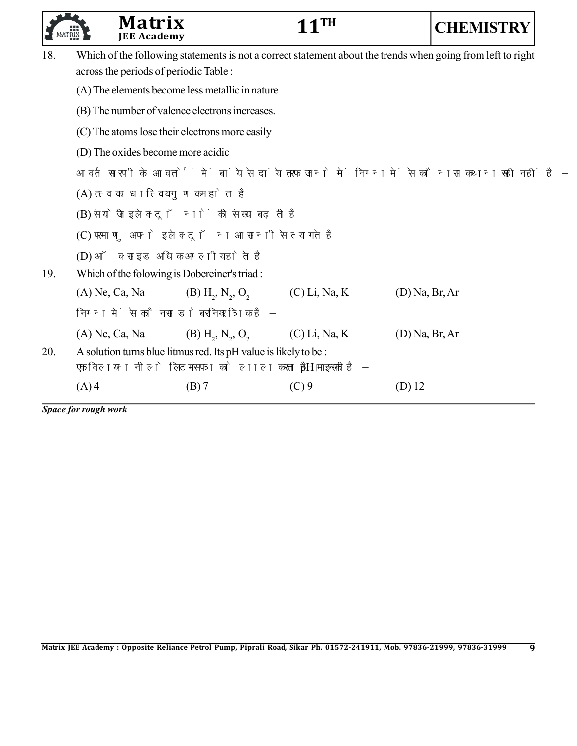18. Which of the following statements is not a correct statement about the trends when going from left to right across the periods of periodic Table :

(A) The elements become less metallic in nature

(B) The number of valence electrons increases.

(C) The atoms lose their electrons more easily

(D) The oxides become more acidic

आवर्त सारणी के आवर्तों में बायें से दायें तरफ जाने में निम्न में से कौनसा कथन सही नहीं है –

(A) तत्व का धात्विय गुण कम होता है

(B) संयोजी इलेक्ट्रॉनों की संख्या बढ़ती है

(C) परमाणु अपने इलेक्ट्रॉन आसानी से त्यागते है

(D) ऑक्साइड अधिक अम्लीय होते है

19. Which of the folowing is Dobereiner's triad :

(A) Ne, Ca, Na (B) $H_2$, $N_2$, $O_2$ (C) Li, Na, K (D) Na, Br, Ar

निम्न में से कौनसा डोबरनियर त्रिक है –

(A) Ne, Ca, Na (B) $H_2$, $N_2$, $O_2$ (C) Li, Na, K (D) Na, Br, Ar

20. A solution turns blue litmus red. Its pH value is likely to be :

एक विलयन नीले लिटमस पत्र को लाल करता है pH मान होगा है –

(A) 4 (B) 7 (C) 9 (D) 12

*Space for rough work*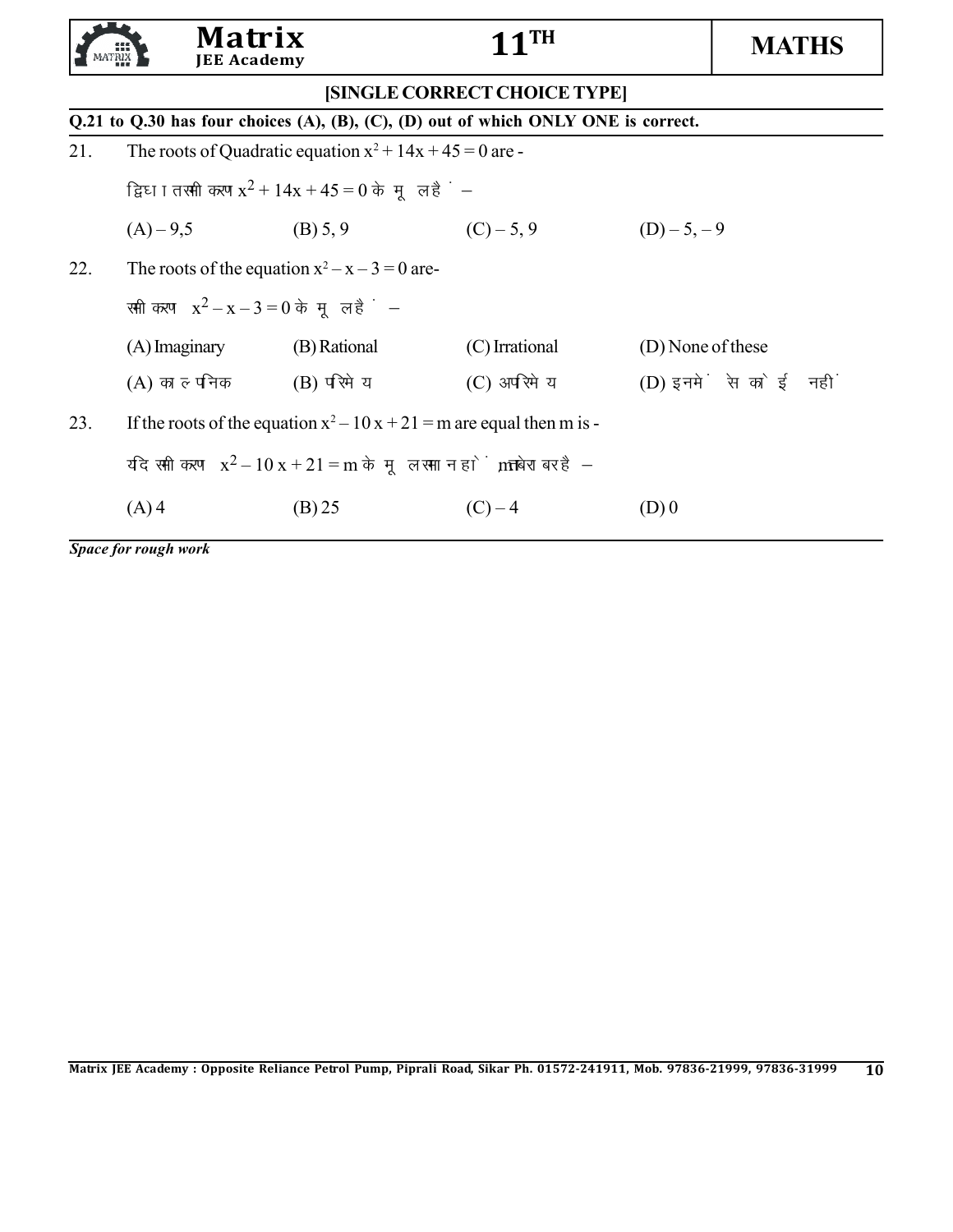**[SINGLE CORRECT CHOICE TYPE]**

**Q.21 to Q.30 has four choices (A), (B), (C), (D) out of which ONLY ONE is correct.**

21. The roots of Quadratic equation $x^2 + 14x + 45 = 0$ are -

    द्विघात समीकरण $x^2 + 14x + 45 = 0$ के मूल है –

    (A) $-9, 5$ (B) $5, 9$ (C) $-5, 9$ (D) $-5, -9$

22. The roots of the equation $x^2 - x - 3 = 0$ are-

    समीकरण $x^2 - x - 3 = 0$ के मूल है –

    (A) Imaginary (B) Rational (C) Irrational (D) None of these

    (A) काल्पनिक (B) परिमेय (C) अपरिमेय (D) इनमें से कोई नहीं

23. If the roots of the equation $x^2 - 10x + 21 = m$ are equal then m is -

    यदि समीकरण $x^2 - 10x + 21 = m$ के मूल समान हों तो m बराबर है –

    (A) 4 (B) 25 (C) $-4$ (D) 0

*Space for rough work*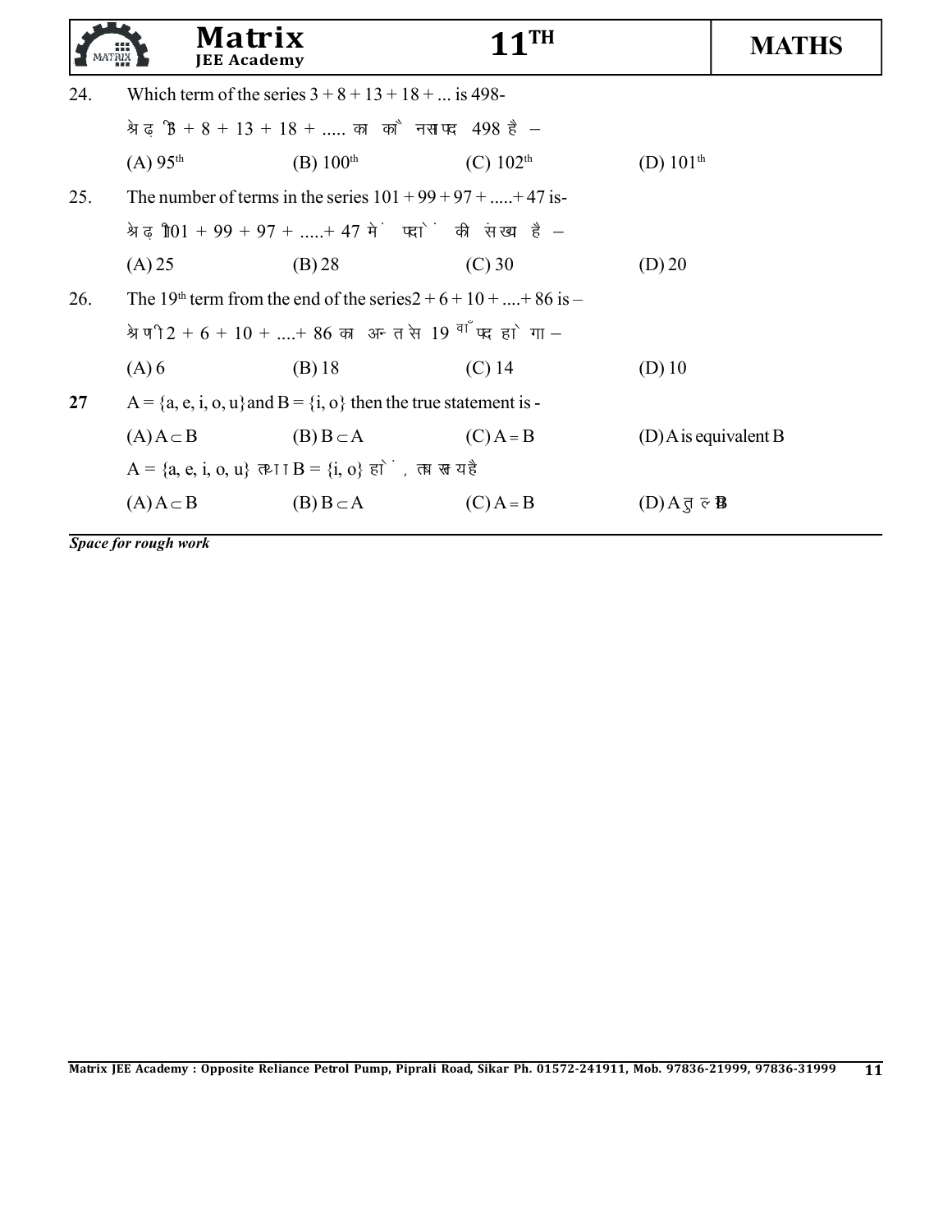24. Which term of the series $3 + 8 + 13 + 18 + \ldots$ is 498-

श्रेढ़ी $3 + 8 + 13 + 18 + \ldots\ldots$ का कौनसा पद 498 है –

(A) $95^{th}$ (B) $100^{th}$ (C) $102^{th}$ (D) $101^{th}$

25. The number of terms in the series $101 + 99 + 97 + \ldots\ldots + 47$ is-

श्रेढ़ी $101 + 99 + 97 + \ldots\ldots + 47$ में पदों की संख्या है –

(A) 25 (B) 28 (C) 30 (D) 20

26. The $19^{th}$ term from the end of the series $2 + 6 + 10 + \ldots. + 86$ is –

श्रेणी $2 + 6 + 10 + \ldots. + 86$ का अन्त से $19^{वाँ}$ पद होगा –

(A) 6 (B) 18 (C) 14 (D) 10

**27** $A = \{a, e, i, o, u\}$ and $B = \{i, o\}$ then the true statement is -

(A) $A \subset B$ (B) $B \subset A$ (C) $A = B$ (D) A is equivalent B

$A = \{a, e, i, o, u\}$ तथा $B = \{i, o\}$ हो, तब सत्य है

(A) $A \subset B$ (B) $B \subset A$ (C) $A = B$ (D) A तुल्य B

***Space for rough work***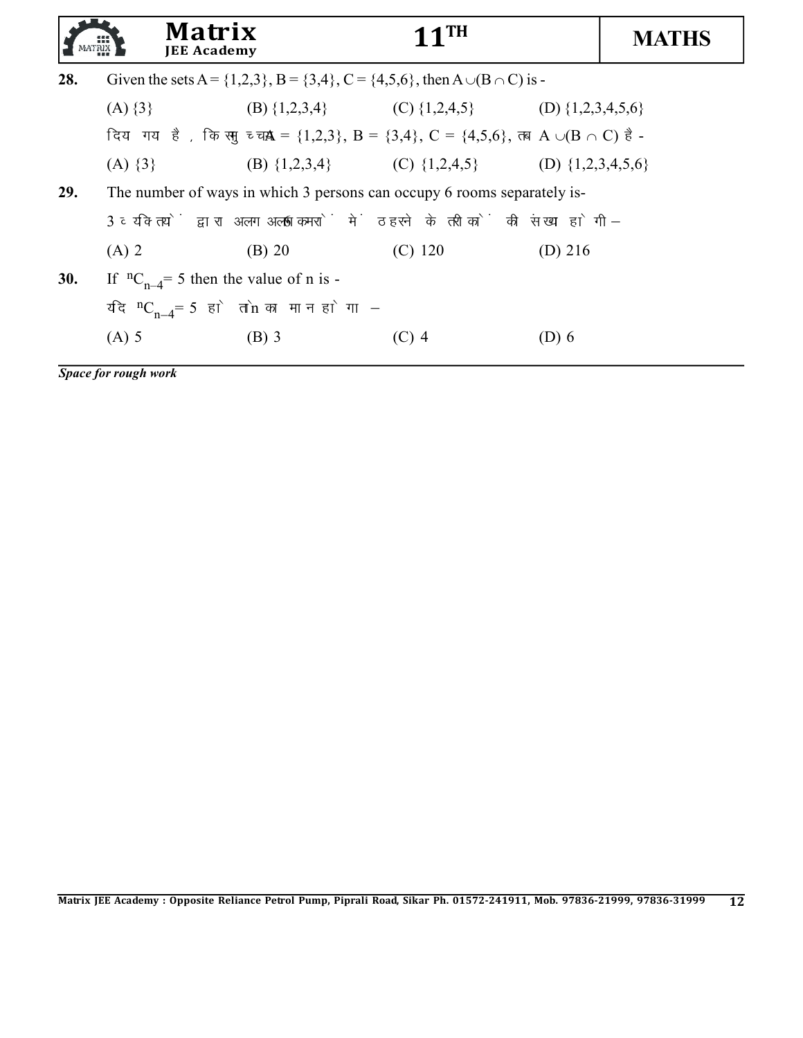**28.** Given the sets $A = \{1,2,3\}$, $B = \{3,4\}$, $C = \{4,5,6\}$, then $A \cup (B \cap C)$ is -

(A) $\{3\}$ (B) $\{1,2,3,4\}$ (C) $\{1,2,4,5\}$ (D) $\{1,2,3,4,5,6\}$

दिया गया है, कि समुच्चय $A = \{1,2,3\}$, $B = \{3,4\}$, $C = \{4,5,6\}$, तब $A \cup (B \cap C)$ है -

(A) $\{3\}$ (B) $\{1,2,3,4\}$ (C) $\{1,2,4,5\}$ (D) $\{1,2,3,4,5,6\}$

**29.** The number of ways in which 3 persons can occupy 6 rooms separately is-

3 व्यक्तियों द्वारा अलग अलग 6 कमरों में ठहरने के तरीकों की संख्या होगी –

(A) 2 (B) 20 (C) 120 (D) 216

**30.** If ${}^{n}C_{n-4} = 5$ then the value of n is -

यदि ${}^{n}C_{n-4} = 5$ हो तो n का मान होगा –

(A) 5 (B) 3 (C) 4 (D) 6

***Space for rough work***